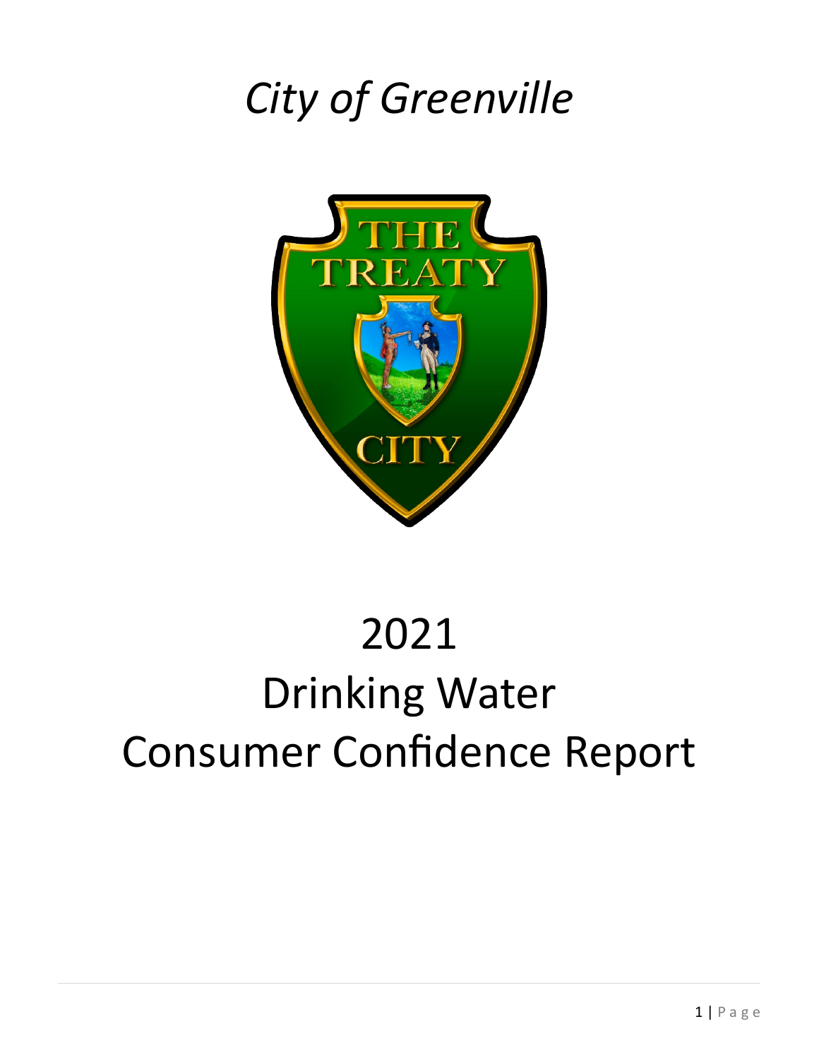# *City of Greenville*

# 2021 Drinking Water Consumer Confidence Report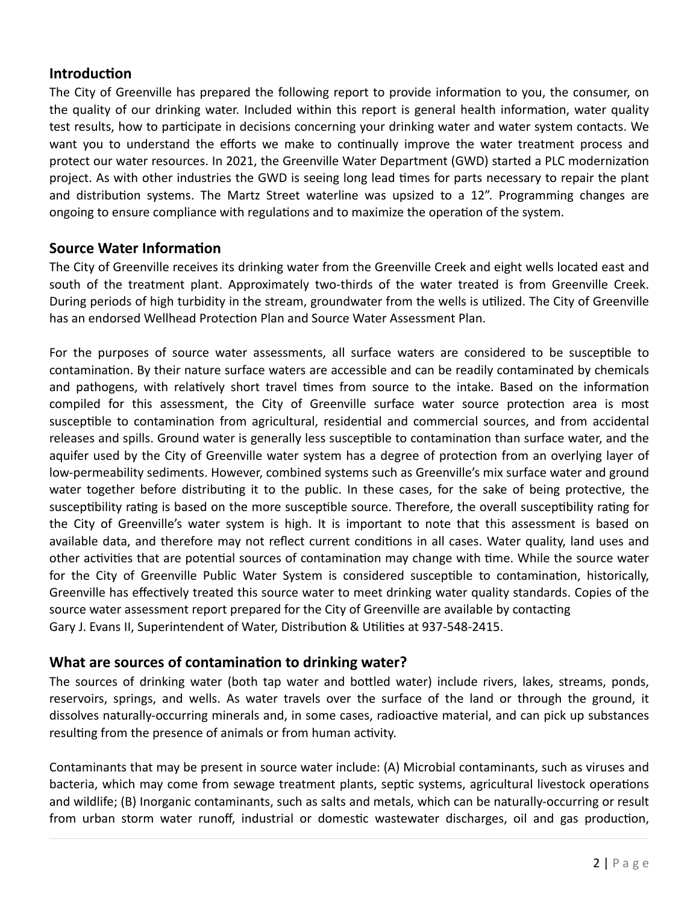## Introduction

The City of Greenville has prepared the following report to provide information to you, the consumer, on the quality of our drinking water. Included within this report is general health information, water quality test results, how to participate in decisions concerning your drinking water and water system contacts. We want you to understand the efforts we make to continually improve the water treatment process and protect our water resources. In 2021, the Greenville Water Department (GWD) started a PLC modernization project. As with other industries the GWD is seeing long lead times for parts necessary to repair the plant and distribution systems. The Martz Street waterline was upsized to a 12". Programming changes are ongoing to ensure compliance with regulations and to maximize the operation of the system.

## Source Water Information

The City of Greenville receives its drinking water from the Greenville Creek and eight wells located east and south of the treatment plant. Approximately two-thirds of the water treated is from Greenville Creek. During periods of high turbidity in the stream, groundwater from the wells is utilized. The City of Greenville has an endorsed Wellhead Protection Plan and Source Water Assessment Plan.

For the purposes of source water assessments, all surface waters are considered to be susceptible to contamination. By their nature surface waters are accessible and can be readily contaminated by chemicals and pathogens, with relatively short travel times from source to the intake. Based on the information compiled for this assessment, the City of Greenville surface water source protection area is most susceptible to contamination from agricultural, residential and commercial sources, and from accidental releases and spills. Ground water is generally less susceptible to contamination than surface water, and the aquifer used by the City of Greenville water system has a degree of protection from an overlying layer of low-permeability sediments. However, combined systems such as Greenville's mix surface water and ground water together before distributing it to the public. In these cases, for the sake of being protective, the susceptibility rating is based on the more susceptible source. Therefore, the overall susceptibility rating for the City of Greenville's water system is high. It is important to note that this assessment is based on available data, and therefore may not reflect current conditions in all cases. Water quality, land uses and other activities that are potential sources of contamination may change with time. While the source water for the City of Greenville Public Water System is considered susceptible to contamination, historically, Greenville has effectively treated this source water to meet drinking water quality standards. Copies of the source water assessment report prepared for the City of Greenville are available by contacting Gary J. Evans II, Superintendent of Water, Distribution & Utilities at 937-548-2415.

## What are sources of contamination to drinking water?

The sources of drinking water (both tap water and bottled water) include rivers, lakes, streams, ponds, reservoirs, springs, and wells. As water travels over the surface of the land or through the ground, it dissolves naturally-occurring minerals and, in some cases, radioactive material, and can pick up substances resulting from the presence of animals or from human activity.

Contaminants that may be present in source water include: (A) Microbial contaminants, such as viruses and bacteria, which may come from sewage treatment plants, septic systems, agricultural livestock operations and wildlife; (B) Inorganic contaminants, such as salts and metals, which can be naturally-occurring or result from urban storm water runoff, industrial or domestic wastewater discharges, oil and gas production,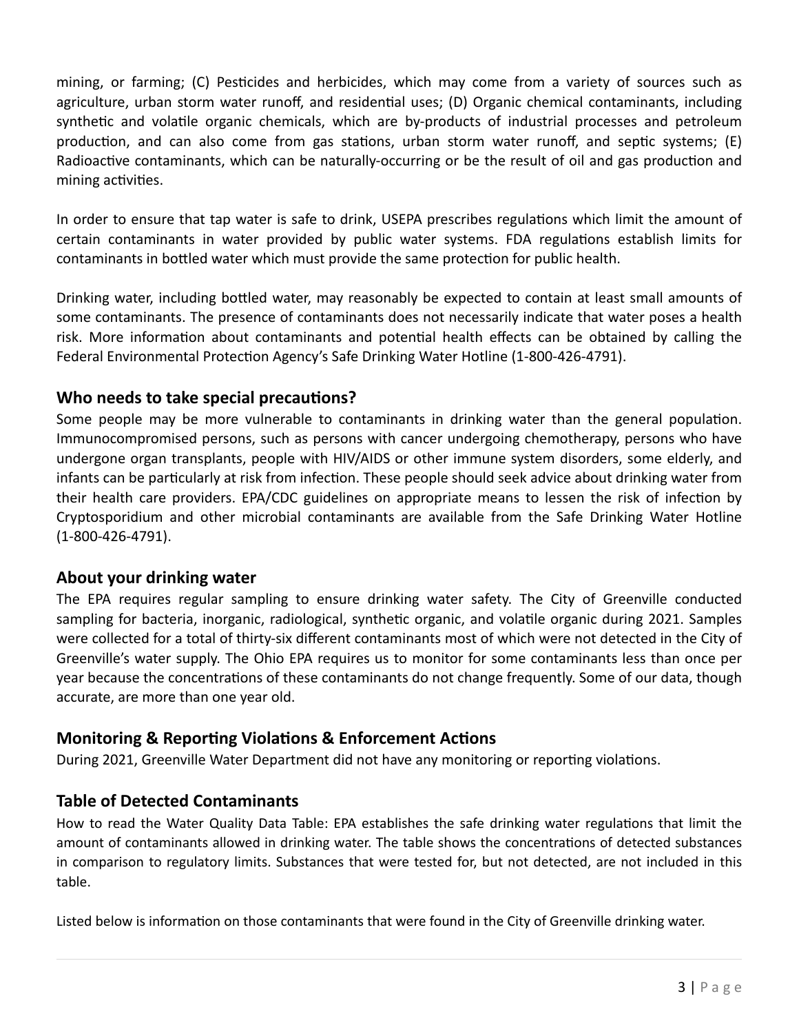mining, or farming; (C) Pesticides and herbicides, which may come from a variety of sources such as agriculture, urban storm water runoff, and residential uses; (D) Organic chemical contaminants, including synthetic and volatile organic chemicals, which are by-products of industrial processes and petroleum production, and can also come from gas stations, urban storm water runoff, and septic systems; (E) Radioactive contaminants, which can be naturally-occurring or be the result of oil and gas production and mining activities.

In order to ensure that tap water is safe to drink, USEPA prescribes regulations which limit the amount of certain contaminants in water provided by public water systems. FDA regulations establish limits for contaminants in bottled water which must provide the same protection for public health.

Drinking water, including bottled water, may reasonably be expected to contain at least small amounts of some contaminants. The presence of contaminants does not necessarily indicate that water poses a health risk. More information about contaminants and potential health effects can be obtained by calling the Federal Environmental Protection Agency's Safe Drinking Water Hotline (1-800-426-4791).

## Who needs to take special precautions?

Some people may be more vulnerable to contaminants in drinking water than the general population. Immunocompromised persons, such as persons with cancer undergoing chemotherapy, persons who have undergone organ transplants, people with HIV/AIDS or other immune system disorders, some elderly, and infants can be particularly at risk from infection. These people should seek advice about drinking water from their health care providers. EPA/CDC guidelines on appropriate means to lessen the risk of infection by Cryptosporidium and other microbial contaminants are available from the Safe Drinking Water Hotline (1-800-426-4791).

## About your drinking water

The EPA requires regular sampling to ensure drinking water safety. The City of Greenville conducted sampling for bacteria, inorganic, radiological, synthetic organic, and volatile organic during 2021. Samples were collected for a total of thirty-six different contaminants most of which were not detected in the City of Greenville's water supply. The Ohio EPA requires us to monitor for some contaminants less than once per year because the concentrations of these contaminants do not change frequently. Some of our data, though accurate, are more than one year old.

## Monitoring & Reporting Violations & Enforcement Actions

During 2021, Greenville Water Department did not have any monitoring or reporting violations.

## Table of Detected Contaminants

How to read the Water Quality Data Table: EPA establishes the safe drinking water regulations that limit the amount of contaminants allowed in drinking water. The table shows the concentrations of detected substances in comparison to regulatory limits. Substances that were tested for, but not detected, are not included in this table.

Listed below is information on those contaminants that were found in the City of Greenville drinking water.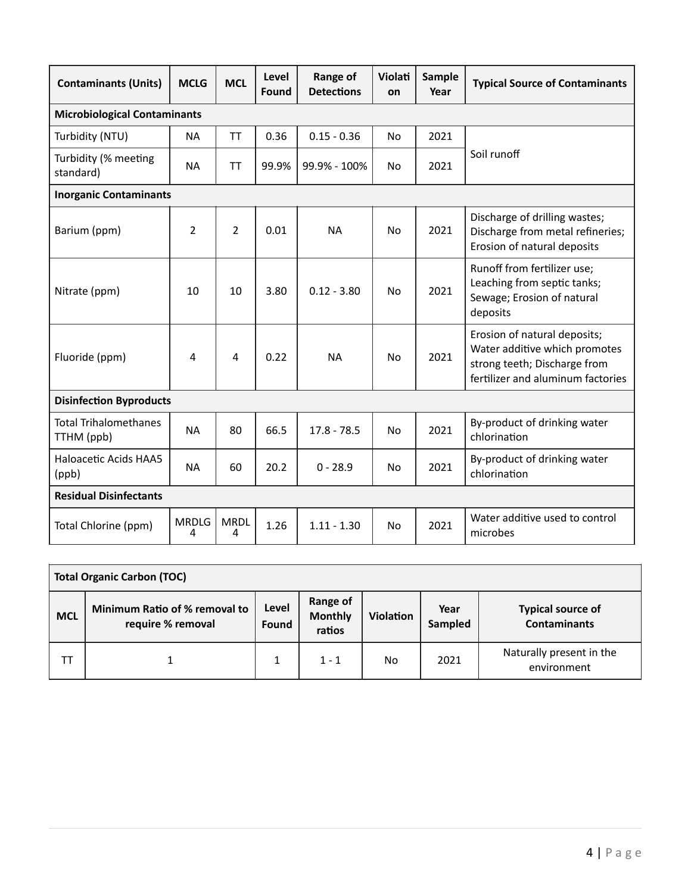| Contaminants (Units) | MCLG | MCL | Level Found | Range of Detections | Violation | Sample Year | Typical Source of Contaminants |
|---|---|---|---|---|---|---|---|
| **Microbiological Contaminants** | | | | | | | |
| Turbidity (NTU) | NA | TT | 0.36 | 0.15 - 0.36 | No | 2021 | Soil runoff |
| Turbidity (% meeting standard) | NA | TT | 99.9% | 99.9% - 100% | No | 2021 | |
| **Inorganic Contaminants** | | | | | | | |
| Barium (ppm) | 2 | 2 | 0.01 | NA | No | 2021 | Discharge of drilling wastes; Discharge from metal refineries; Erosion of natural deposits |
| Nitrate (ppm) | 10 | 10 | 3.80 | 0.12 - 3.80 | No | 2021 | Runoff from fertilizer use; Leaching from septic tanks; Sewage; Erosion of natural deposits |
| Fluoride (ppm) | 4 | 4 | 0.22 | NA | No | 2021 | Erosion of natural deposits; Water additive which promotes strong teeth; Discharge from fertilizer and aluminum factories |
| **Disinfection Byproducts** | | | | | | | |
| Total Trihalomethanes TTHM (ppb) | NA | 80 | 66.5 | 17.8 - 78.5 | No | 2021 | By-product of drinking water chlorination |
| Haloacetic Acids HAA5 (ppb) | NA | 60 | 20.2 | 0 - 28.9 | No | 2021 | By-product of drinking water chlorination |
| **Residual Disinfectants** | | | | | | | |
| Total Chlorine (ppm) | MRDLG 4 | MRDL 4 | 1.26 | 1.11 - 1.30 | No | 2021 | Water additive used to control microbes |

| Total Organic Carbon (TOC) | | | | | | |
|---|---|---|---|---|---|---|
| **MCL** | **Minimum Ratio of % removal to require % removal** | **Level Found** | **Range of Monthly ratios** | **Violation** | **Year Sampled** | **Typical source of Contaminants** |
| TT | 1 | 1 | 1 - 1 | No | 2021 | Naturally present in the environment |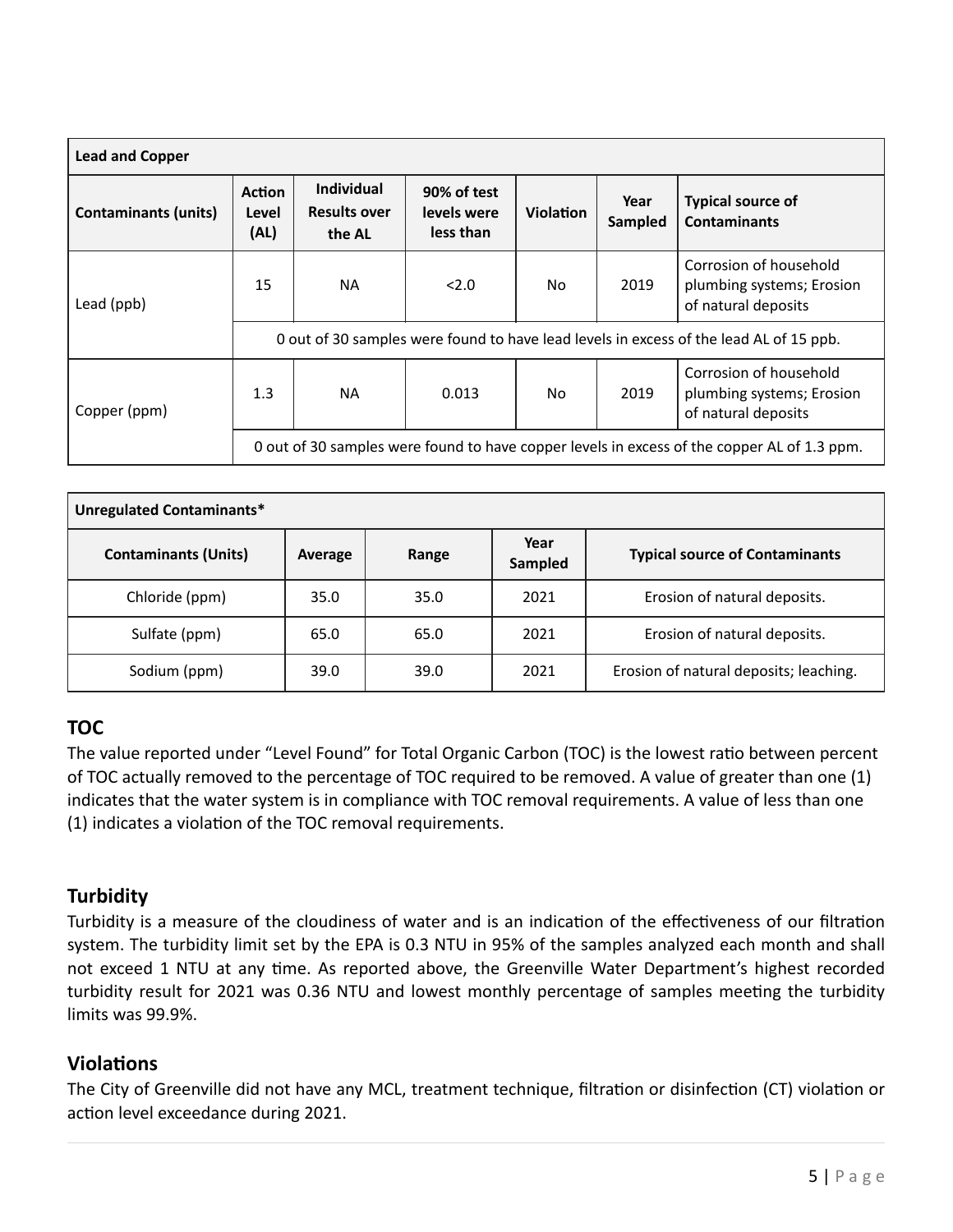| Lead and Copper | | | | | | |
|---|---|---|---|---|---|---|
| **Contaminants (units)** | **Action Level (AL)** | **Individual Results over the AL** | **90% of test levels were less than** | **Violation** | **Year Sampled** | **Typical source of Contaminants** |
| Lead (ppb) | 15 | NA | <2.0 | No | 2019 | Corrosion of household plumbing systems; Erosion of natural deposits |
| | 0 out of 30 samples were found to have lead levels in excess of the lead AL of 15 ppb. | | | | | |
| Copper (ppm) | 1.3 | NA | 0.013 | No | 2019 | Corrosion of household plumbing systems; Erosion of natural deposits |
| | 0 out of 30 samples were found to have copper levels in excess of the copper AL of 1.3 ppm. | | | | | |

| Unregulated Contaminants* | | | | |
|---|---|---|---|---|
| **Contaminants (Units)** | **Average** | **Range** | **Year Sampled** | **Typical source of Contaminants** |
| Chloride (ppm) | 35.0 | 35.0 | 2021 | Erosion of natural deposits. |
| Sulfate (ppm) | 65.0 | 65.0 | 2021 | Erosion of natural deposits. |
| Sodium (ppm) | 39.0 | 39.0 | 2021 | Erosion of natural deposits; leaching. |

## TOC

The value reported under "Level Found" for Total Organic Carbon (TOC) is the lowest ratio between percent of TOC actually removed to the percentage of TOC required to be removed. A value of greater than one (1) indicates that the water system is in compliance with TOC removal requirements. A value of less than one (1) indicates a violation of the TOC removal requirements.

## Turbidity

Turbidity is a measure of the cloudiness of water and is an indication of the effectiveness of our filtration system. The turbidity limit set by the EPA is 0.3 NTU in 95% of the samples analyzed each month and shall not exceed 1 NTU at any time. As reported above, the Greenville Water Department's highest recorded turbidity result for 2021 was 0.36 NTU and lowest monthly percentage of samples meeting the turbidity limits was 99.9%.

## Violations

The City of Greenville did not have any MCL, treatment technique, filtration or disinfection (CT) violation or action level exceedance during 2021.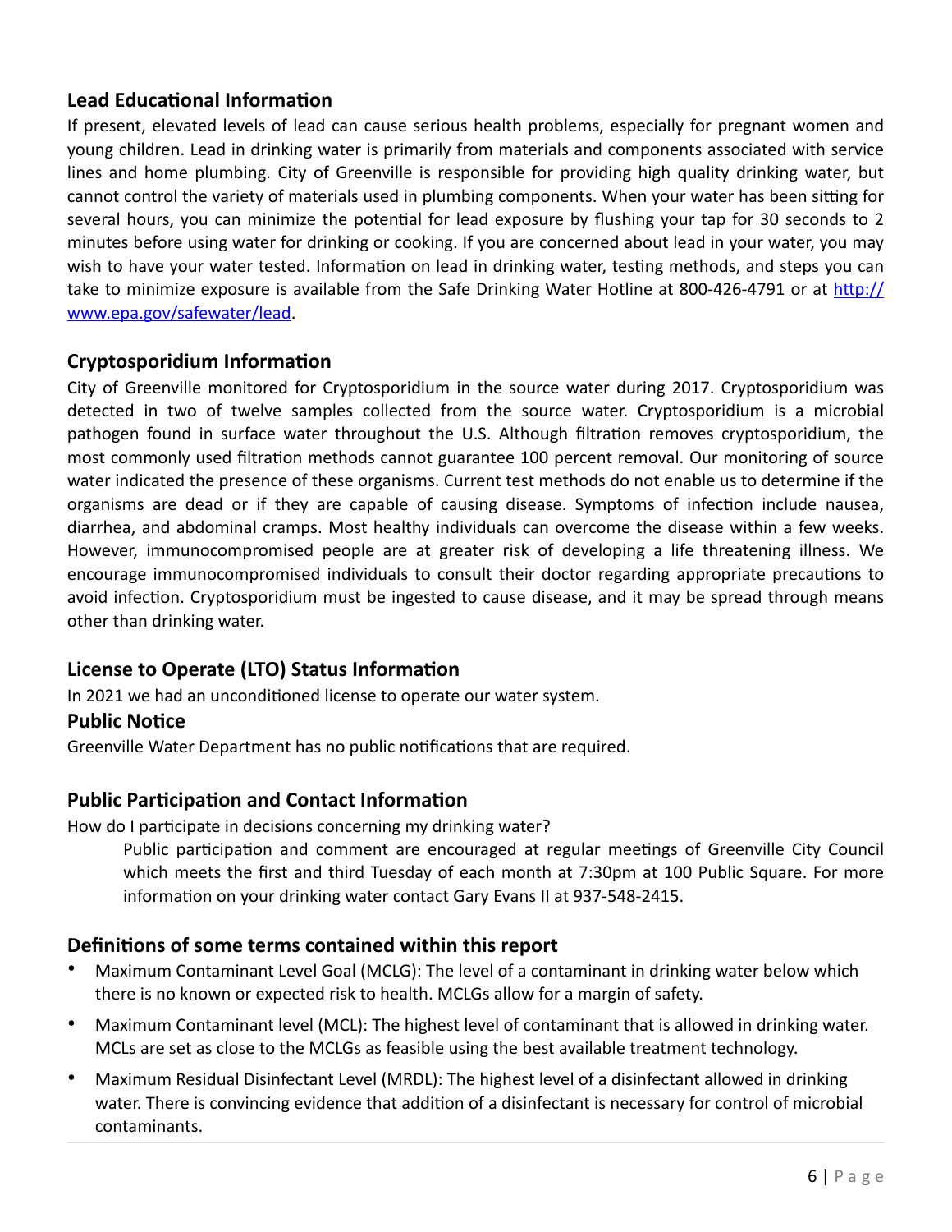## Lead Educational Information

If present, elevated levels of lead can cause serious health problems, especially for pregnant women and young children. Lead in drinking water is primarily from materials and components associated with service lines and home plumbing. City of Greenville is responsible for providing high quality drinking water, but cannot control the variety of materials used in plumbing components. When your water has been sitting for several hours, you can minimize the potential for lead exposure by flushing your tap for 30 seconds to 2 minutes before using water for drinking or cooking. If you are concerned about lead in your water, you may wish to have your water tested. Information on lead in drinking water, testing methods, and steps you can take to minimize exposure is available from the Safe Drinking Water Hotline at 800-426-4791 or at [http://www.epa.gov/safewater/lead](http://www.epa.gov/safewater/lead).

## Cryptosporidium Information

City of Greenville monitored for Cryptosporidium in the source water during 2017. Cryptosporidium was detected in two of twelve samples collected from the source water. Cryptosporidium is a microbial pathogen found in surface water throughout the U.S. Although filtration removes cryptosporidium, the most commonly used filtration methods cannot guarantee 100 percent removal. Our monitoring of source water indicated the presence of these organisms. Current test methods do not enable us to determine if the organisms are dead or if they are capable of causing disease. Symptoms of infection include nausea, diarrhea, and abdominal cramps. Most healthy individuals can overcome the disease within a few weeks. However, immunocompromised people are at greater risk of developing a life threatening illness. We encourage immunocompromised individuals to consult their doctor regarding appropriate precautions to avoid infection. Cryptosporidium must be ingested to cause disease, and it may be spread through means other than drinking water.

## License to Operate (LTO) Status Information

In 2021 we had an unconditioned license to operate our water system.

## Public Notice

Greenville Water Department has no public notifications that are required.

## Public Participation and Contact Information

How do I participate in decisions concerning my drinking water?

> Public participation and comment are encouraged at regular meetings of Greenville City Council which meets the first and third Tuesday of each month at 7:30pm at 100 Public Square. For more information on your drinking water contact Gary Evans II at 937-548-2415.

## Definitions of some terms contained within this report

- Maximum Contaminant Level Goal (MCLG): The level of a contaminant in drinking water below which there is no known or expected risk to health. MCLGs allow for a margin of safety.
- Maximum Contaminant level (MCL): The highest level of contaminant that is allowed in drinking water. MCLs are set as close to the MCLGs as feasible using the best available treatment technology.
- Maximum Residual Disinfectant Level (MRDL): The highest level of a disinfectant allowed in drinking water. There is convincing evidence that addition of a disinfectant is necessary for control of microbial contaminants.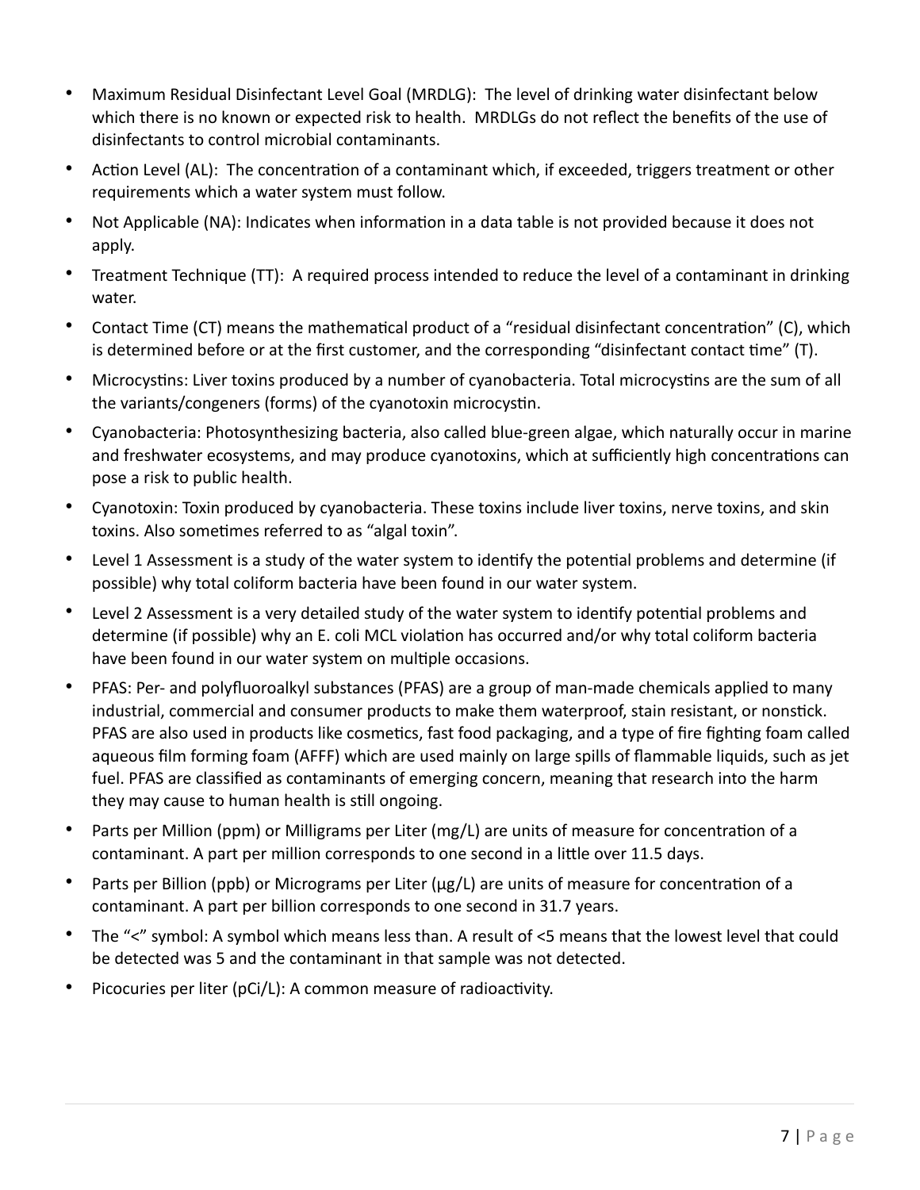- Maximum Residual Disinfectant Level Goal (MRDLG): The level of drinking water disinfectant below which there is no known or expected risk to health. MRDLGs do not reflect the benefits of the use of disinfectants to control microbial contaminants.
- Action Level (AL): The concentration of a contaminant which, if exceeded, triggers treatment or other requirements which a water system must follow.
- Not Applicable (NA): Indicates when information in a data table is not provided because it does not apply.
- Treatment Technique (TT): A required process intended to reduce the level of a contaminant in drinking water.
- Contact Time (CT) means the mathematical product of a "residual disinfectant concentration" (C), which is determined before or at the first customer, and the corresponding "disinfectant contact time" (T).
- Microcystins: Liver toxins produced by a number of cyanobacteria. Total microcystins are the sum of all the variants/congeners (forms) of the cyanotoxin microcystin.
- Cyanobacteria: Photosynthesizing bacteria, also called blue-green algae, which naturally occur in marine and freshwater ecosystems, and may produce cyanotoxins, which at sufficiently high concentrations can pose a risk to public health.
- Cyanotoxin: Toxin produced by cyanobacteria. These toxins include liver toxins, nerve toxins, and skin toxins. Also sometimes referred to as "algal toxin".
- Level 1 Assessment is a study of the water system to identify the potential problems and determine (if possible) why total coliform bacteria have been found in our water system.
- Level 2 Assessment is a very detailed study of the water system to identify potential problems and determine (if possible) why an E. coli MCL violation has occurred and/or why total coliform bacteria have been found in our water system on multiple occasions.
- PFAS: Per- and polyfluoroalkyl substances (PFAS) are a group of man-made chemicals applied to many industrial, commercial and consumer products to make them waterproof, stain resistant, or nonstick. PFAS are also used in products like cosmetics, fast food packaging, and a type of fire fighting foam called aqueous film forming foam (AFFF) which are used mainly on large spills of flammable liquids, such as jet fuel. PFAS are classified as contaminants of emerging concern, meaning that research into the harm they may cause to human health is still ongoing.
- Parts per Million (ppm) or Milligrams per Liter (mg/L) are units of measure for concentration of a contaminant. A part per million corresponds to one second in a little over 11.5 days.
- Parts per Billion (ppb) or Micrograms per Liter (µg/L) are units of measure for concentration of a contaminant. A part per billion corresponds to one second in 31.7 years.
- The "<" symbol: A symbol which means less than. A result of <5 means that the lowest level that could be detected was 5 and the contaminant in that sample was not detected.
- Picocuries per liter (pCi/L): A common measure of radioactivity.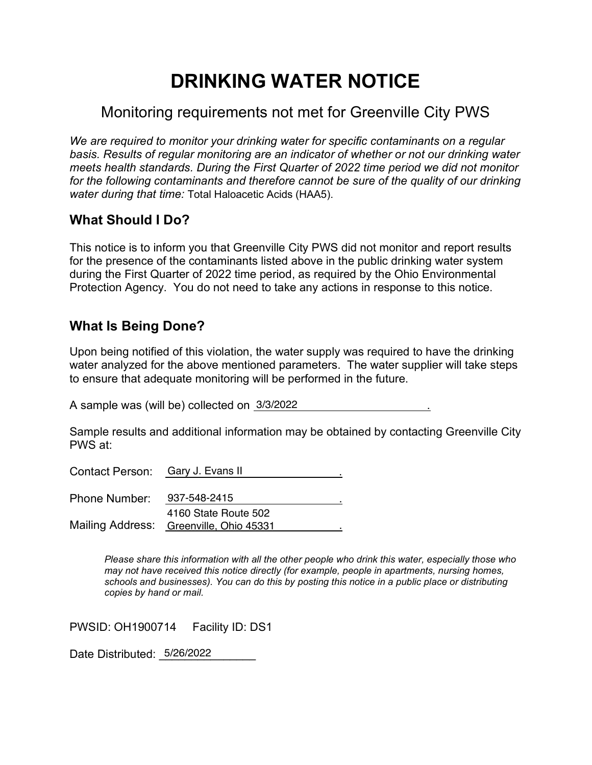# DRINKING WATER NOTICE

## Monitoring requirements not met for Greenville City PWS

*We are required to monitor your drinking water for specific contaminants on a regular basis. Results of regular monitoring are an indicator of whether or not our drinking water meets health standards. During the First Quarter of 2022 time period we did not monitor for the following contaminants and therefore cannot be sure of the quality of our drinking water during that time:* Total Haloacetic Acids (HAA5).

### What Should I Do?

This notice is to inform you that Greenville City PWS did not monitor and report results for the presence of the contaminants listed above in the public drinking water system during the First Quarter of 2022 time period, as required by the Ohio Environmental Protection Agency. You do not need to take any actions in response to this notice.

### What Is Being Done?

Upon being notified of this violation, the water supply was required to have the drinking water analyzed for the above mentioned parameters. The water supplier will take steps to ensure that adequate monitoring will be performed in the future.

A sample was (will be) collected on 3/3/2022.

Sample results and additional information may be obtained by contacting Greenville City PWS at:

Contact Person: Gary J. Evans II.

Phone Number: 937-548-2415.

Mailing Address: 4160 State Route 502
Greenville, Ohio 45331.

*Please share this information with all the other people who drink this water, especially those who may not have received this notice directly (for example, people in apartments, nursing homes, schools and businesses). You can do this by posting this notice in a public place or distributing copies by hand or mail.*

PWSID: OH1900714 Facility ID: DS1

Date Distributed: 5/26/2022